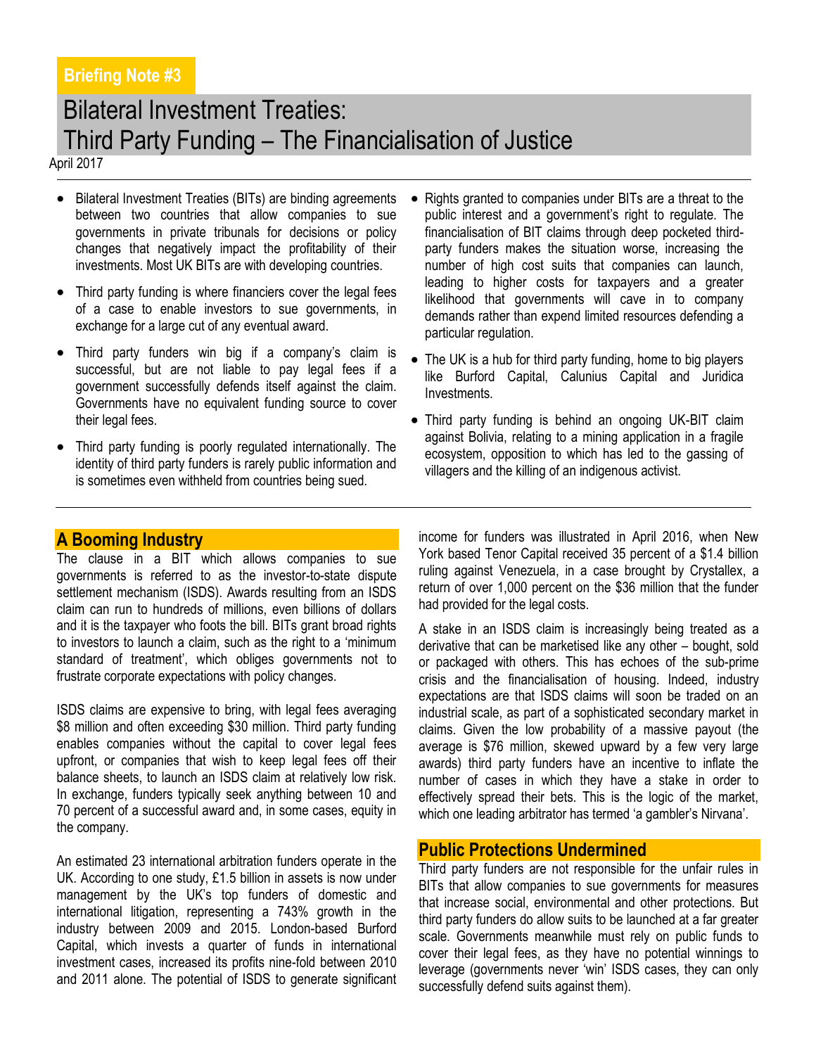**Briefing Note #3**

# Bilateral Investment Treaties: Third Party Funding – The Financialisation of Justice

April 2017

- Bilateral Investment Treaties (BITs) are binding agreements between two countries that allow companies to sue governments in private tribunals for decisions or policy changes that negatively impact the profitability of their investments. Most UK BITs are with developing countries.
- Third party funding is where financiers cover the legal fees of a case to enable investors to sue governments, in exchange for a large cut of any eventual award.
- Third party funders win big if a company's claim is successful, but are not liable to pay legal fees if a government successfully defends itself against the claim. Governments have no equivalent funding source to cover their legal fees.
- Third party funding is poorly regulated internationally. The identity of third party funders is rarely public information and is sometimes even withheld from countries being sued.
- Rights granted to companies under BITs are a threat to the public interest and a government's right to regulate. The financialisation of BIT claims through deep pocketed third-party funders makes the situation worse, increasing the number of high cost suits that companies can launch, leading to higher costs for taxpayers and a greater likelihood that governments will cave in to company demands rather than expend limited resources defending a particular regulation.
- The UK is a hub for third party funding, home to big players like Burford Capital, Calunius Capital and Juridica Investments.
- Third party funding is behind an ongoing UK-BIT claim against Bolivia, relating to a mining application in a fragile ecosystem, opposition to which has led to the gassing of villagers and the killing of an indigenous activist.

## A Booming Industry

The clause in a BIT which allows companies to sue governments is referred to as the investor-to-state dispute settlement mechanism (ISDS). Awards resulting from an ISDS claim can run to hundreds of millions, even billions of dollars and it is the taxpayer who foots the bill. BITs grant broad rights to investors to launch a claim, such as the right to a 'minimum standard of treatment', which obliges governments not to frustrate corporate expectations with policy changes.

ISDS claims are expensive to bring, with legal fees averaging \$8 million and often exceeding \$30 million. Third party funding enables companies without the capital to cover legal fees upfront, or companies that wish to keep legal fees off their balance sheets, to launch an ISDS claim at relatively low risk. In exchange, funders typically seek anything between 10 and 70 percent of a successful award and, in some cases, equity in the company.

An estimated 23 international arbitration funders operate in the UK. According to one study, £1.5 billion in assets is now under management by the UK's top funders of domestic and international litigation, representing a 743% growth in the industry between 2009 and 2015. London-based Burford Capital, which invests a quarter of funds in international investment cases, increased its profits nine-fold between 2010 and 2011 alone. The potential of ISDS to generate significant income for funders was illustrated in April 2016, when New York based Tenor Capital received 35 percent of a \$1.4 billion ruling against Venezuela, in a case brought by Crystallex, a return of over 1,000 percent on the \$36 million that the funder had provided for the legal costs.

A stake in an ISDS claim is increasingly being treated as a derivative that can be marketised like any other – bought, sold or packaged with others. This has echoes of the sub-prime crisis and the financialisation of housing. Indeed, industry expectations are that ISDS claims will soon be traded on an industrial scale, as part of a sophisticated secondary market in claims. Given the low probability of a massive payout (the average is \$76 million, skewed upward by a few very large awards) third party funders have an incentive to inflate the number of cases in which they have a stake in order to effectively spread their bets. This is the logic of the market, which one leading arbitrator has termed 'a gambler's Nirvana'.

## Public Protections Undermined

Third party funders are not responsible for the unfair rules in BITs that allow companies to sue governments for measures that increase social, environmental and other protections. But third party funders do allow suits to be launched at a far greater scale. Governments meanwhile must rely on public funds to cover their legal fees, as they have no potential winnings to leverage (governments never 'win' ISDS cases, they can only successfully defend suits against them).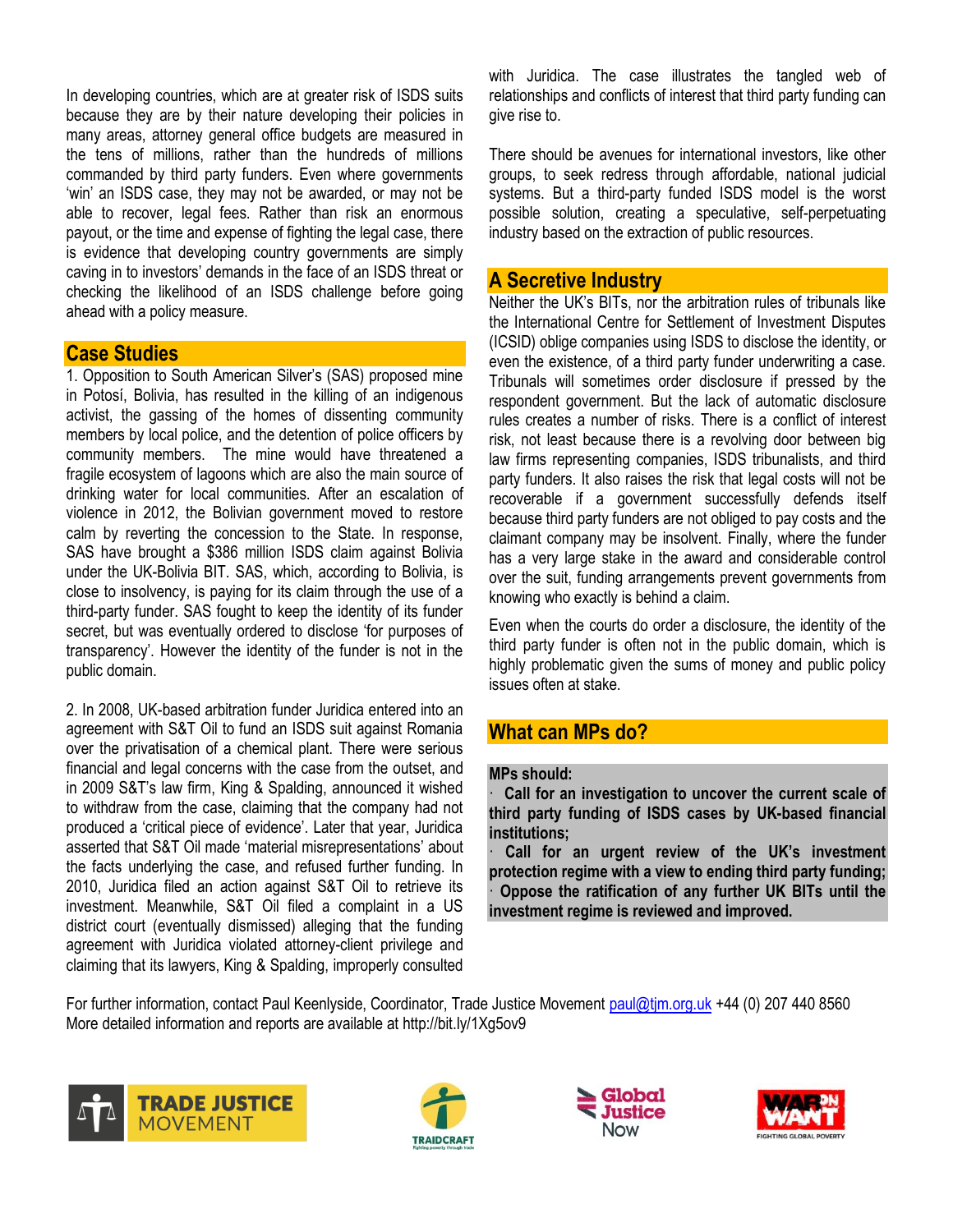In developing countries, which are at greater risk of ISDS suits because they are by their nature developing their policies in many areas, attorney general office budgets are measured in the tens of millions, rather than the hundreds of millions commanded by third party funders. Even where governments 'win' an ISDS case, they may not be awarded, or may not be able to recover, legal fees. Rather than risk an enormous payout, or the time and expense of fighting the legal case, there is evidence that developing country governments are simply caving in to investors' demands in the face of an ISDS threat or checking the likelihood of an ISDS challenge before going ahead with a policy measure.

## Case Studies

1. Opposition to South American Silver's (SAS) proposed mine in Potosí, Bolivia, has resulted in the killing of an indigenous activist, the gassing of the homes of dissenting community members by local police, and the detention of police officers by community members. The mine would have threatened a fragile ecosystem of lagoons which are also the main source of drinking water for local communities. After an escalation of violence in 2012, the Bolivian government moved to restore calm by reverting the concession to the State. In response, SAS have brought a $386 million ISDS claim against Bolivia under the UK-Bolivia BIT. SAS, which, according to Bolivia, is close to insolvency, is paying for its claim through the use of a third-party funder. SAS fought to keep the identity of its funder secret, but was eventually ordered to disclose 'for purposes of transparency'. However the identity of the funder is not in the public domain.

2. In 2008, UK-based arbitration funder Juridica entered into an agreement with S&T Oil to fund an ISDS suit against Romania over the privatisation of a chemical plant. There were serious financial and legal concerns with the case from the outset, and in 2009 S&T's law firm, King & Spalding, announced it wished to withdraw from the case, claiming that the company had not produced a 'critical piece of evidence'. Later that year, Juridica asserted that S&T Oil made 'material misrepresentations' about the facts underlying the case, and refused further funding. In 2010, Juridica filed an action against S&T Oil to retrieve its investment. Meanwhile, S&T Oil filed a complaint in a US district court (eventually dismissed) alleging that the funding agreement with Juridica violated attorney-client privilege and claiming that its lawyers, King & Spalding, improperly consulted with Juridica. The case illustrates the tangled web of relationships and conflicts of interest that third party funding can give rise to.

There should be avenues for international investors, like other groups, to seek redress through affordable, national judicial systems. But a third-party funded ISDS model is the worst possible solution, creating a speculative, self-perpetuating industry based on the extraction of public resources.

## A Secretive Industry

Neither the UK's BITs, nor the arbitration rules of tribunals like the International Centre for Settlement of Investment Disputes (ICSID) oblige companies using ISDS to disclose the identity, or even the existence, of a third party funder underwriting a case. Tribunals will sometimes order disclosure if pressed by the respondent government. But the lack of automatic disclosure rules creates a number of risks. There is a conflict of interest risk, not least because there is a revolving door between big law firms representing companies, ISDS tribunalists, and third party funders. It also raises the risk that legal costs will not be recoverable if a government successfully defends itself because third party funders are not obliged to pay costs and the claimant company may be insolvent. Finally, where the funder has a very large stake in the award and considerable control over the suit, funding arrangements prevent governments from knowing who exactly is behind a claim.

Even when the courts do order a disclosure, the identity of the third party funder is often not in the public domain, which is highly problematic given the sums of money and public policy issues often at stake.

## What can MPs do?

**MPs should:**

- **Call for an investigation to uncover the current scale of third party funding of ISDS cases by UK-based financial institutions;**
- **Call for an urgent review of the UK's investment protection regime with a view to ending third party funding;**
- **Oppose the ratification of any further UK BITs until the investment regime is reviewed and improved.**

For further information, contact Paul Keenlyside, Coordinator, Trade Justice Movement paul@tjm.org.uk +44 (0) 207 440 8560
More detailed information and reports are available at http://bit.ly/1Xg5ov9

TRADE JUSTICE MOVEMENT

TRAIDCRAFT

Global Justice Now

WAR ON WANT – FIGHTING GLOBAL POVERTY